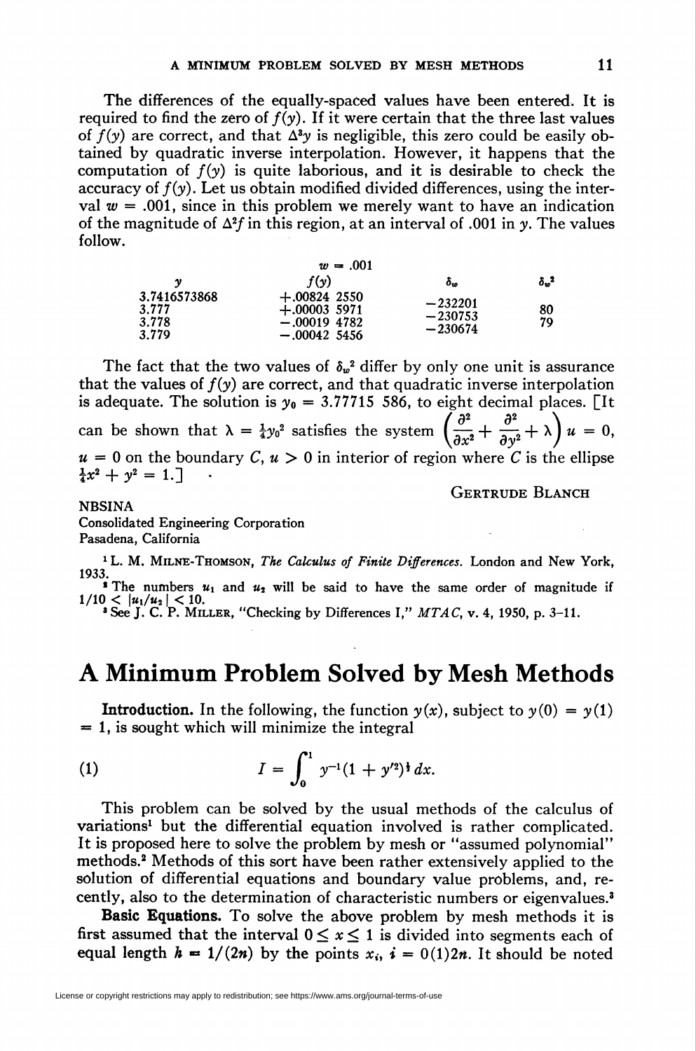The differences of the equally-spaced values have been entered. It is required to find the zero of $f(y)$. If it were certain that the three last values of $f(y)$ are correct, and that $\Delta^3 y$ is negligible, this zero could be easily obtained by quadratic inverse interpolation. However, it happens that the computation of $f(y)$ is quite laborious, and it is desirable to check the accuracy of $f(y)$. Let us obtain modified divided differences, using the interval $w = .001$, since in this problem we merely want to have an indication of the magnitude of $\Delta^2 f$ in this region, at an interval of .001 in $y$. The values follow.

$w = .001$

| $y$ | $f(y)$ | $\delta_w$ | $\delta_w^2$ |
|---|---|---|---|
| 3.7416573868 | +.00824 2550 | | |
| | | −232201 | |
| 3.777 | +.00003 5971 | | 80 |
| | | −230753 | |
| 3.778 | −.00019 4782 | | 79 |
| | | −230674 | |
| 3.779 | −.00042 5456 | | |

The fact that the two values of $\delta_w^2$ differ by only one unit is assurance that the values of $f(y)$ are correct, and that quadratic inverse interpolation is adequate. The solution is $y_0 = 3.77715\ 586$, to eight decimal places. [It can be shown that $\lambda = \frac{1}{4}y_0^2$ satisfies the system $\left(\frac{\partial^2}{\partial x^2} + \frac{\partial^2}{\partial y^2} + \lambda\right) u = 0$, $u = 0$ on the boundary $C$, $u > 0$ in interior of region where $C$ is the ellipse $\frac{1}{4}x^2 + y^2 = 1$.]

GERTRUDE BLANCH

NBSINA
Consolidated Engineering Corporation
Pasadena, California

[1] L. M. MILNE-THOMSON, *The Calculus of Finite Differences*. London and New York, 1933.

[2] The numbers $u_1$ and $u_2$ will be said to have the same order of magnitude if $1/10 < |u_1/u_2| < 10$.

[3] See J. C. P. MILLER, "Checking by Differences I," *MTAC*, v. 4, 1950, p. 3–11.

# A Minimum Problem Solved by Mesh Methods

**Introduction.** In the following, the function $y(x)$, subject to $y(0) = y(1) = 1$, is sought which will minimize the integral

$$(1) \qquad I = \int_0^1 y^{-1}(1 + y'^2)^{\frac{1}{2}}\, dx.$$

This problem can be solved by the usual methods of the calculus of variations[1] but the differential equation involved is rather complicated. It is proposed here to solve the problem by mesh or "assumed polynomial" methods.[2] Methods of this sort have been rather extensively applied to the solution of differential equations and boundary value problems, and, recently, also to the determination of characteristic numbers or eigenvalues.[3]

**Basic Equations.** To solve the above problem by mesh methods it is first assumed that the interval $0 \leq x \leq 1$ is divided into segments each of equal length $h = 1/(2n)$ by the points $x_i$, $i = 0(1)2n$. It should be noted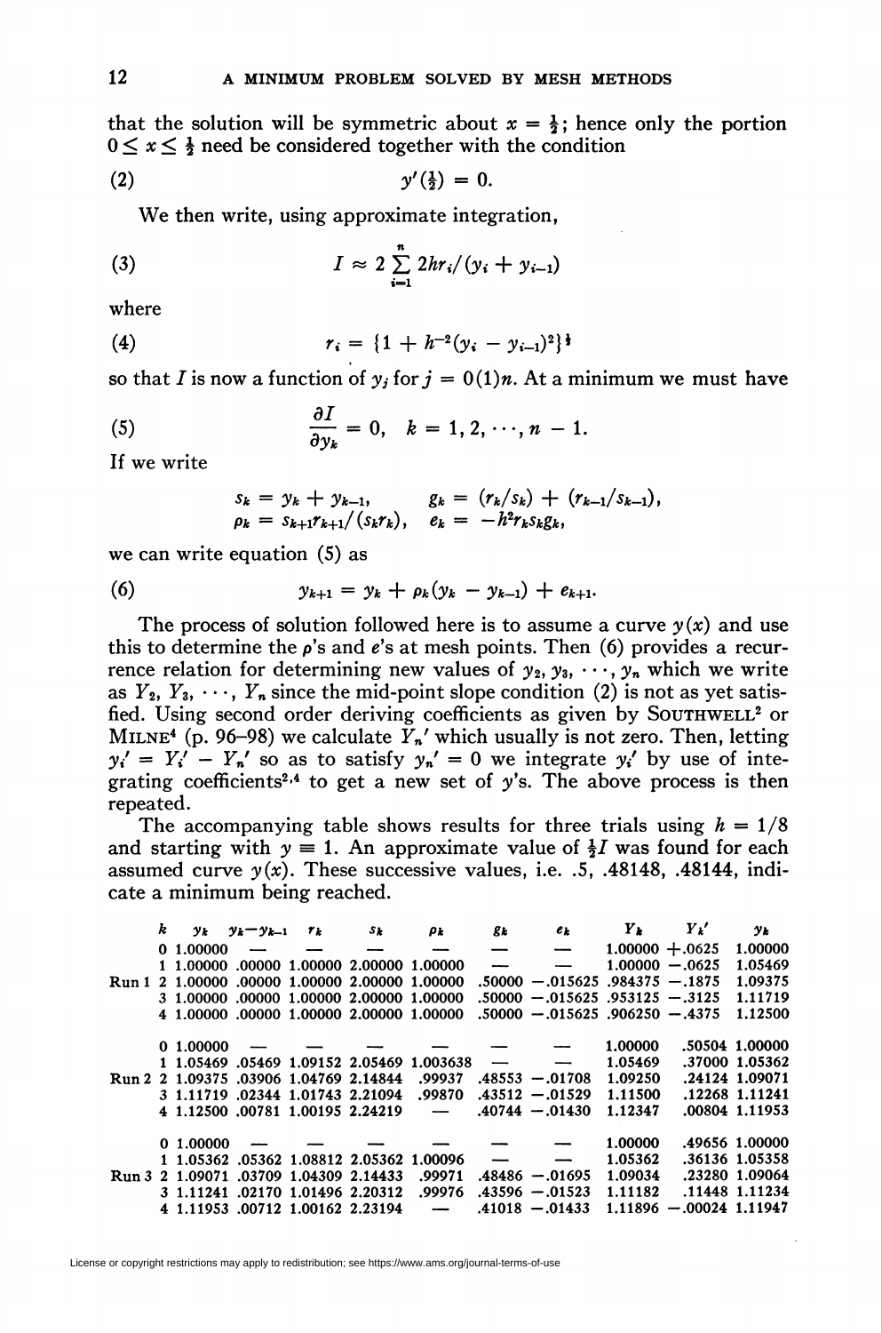that the solution will be symmetric about $x = \frac{1}{2}$; hence only the portion $0 \leq x \leq \frac{1}{2}$ need be considered together with the condition

$$y'(\tfrac{1}{2}) = 0. \tag{2}$$

We then write, using approximate integration,

$$I \approx 2 \sum_{i=1}^{n} 2hr_i/(y_i + y_{i-1}) \tag{3}$$

where

$$r_i = \{1 + h^{-2}(y_i - y_{i-1})^2\}^{\frac{1}{2}} \tag{4}$$

so that $I$ is now a function of $y_j$ for $j = 0(1)n$. At a minimum we must have

$$\frac{\partial I}{\partial y_k} = 0, \quad k = 1, 2, \cdots, n-1. \tag{5}$$

If we write

$$s_k = y_k + y_{k-1}, \qquad g_k = (r_k/s_k) + (r_{k-1}/s_{k-1}),$$
$$\rho_k = s_{k+1}r_{k+1}/(s_k r_k), \quad e_k = -h^2 r_k s_k g_k,$$

we can write equation (5) as

$$y_{k+1} = y_k + \rho_k(y_k - y_{k-1}) + e_{k+1}. \tag{6}$$

The process of solution followed here is to assume a curve $y(x)$ and use this to determine the $\rho$'s and $e$'s at mesh points. Then (6) provides a recurrence relation for determining new values of $y_2, y_3, \cdots, y_n$ which we write as $Y_2, Y_3, \cdots, Y_n$ since the mid-point slope condition (2) is not as yet satisfied. Using second order deriving coefficients as given by SOUTHWELL[2] or MILNE[4] (p. 96–98) we calculate $Y_n'$ which usually is not zero. Then, letting $y_i' = Y_i' - Y_n'$ so as to satisfy $y_n' = 0$ we integrate $y_i'$ by use of integrating coefficients[2,4] to get a new set of $y$'s. The above process is then repeated.

The accompanying table shows results for three trials using $h = 1/8$ and starting with $y \equiv 1$. An approximate value of $\frac{1}{2}I$ was found for each assumed curve $y(x)$. These successive values, i.e. .5, .48148, .48144, indicate a minimum being reached.

| | $k$ | $y_k$ | $y_k - y_{k-1}$ | $r_k$ | $s_k$ | $\rho_k$ | $g_k$ | $e_k$ | $Y_k$ | $Y_k'$ | $y_k$ |
|---|---|---|---|---|---|---|---|---|---|---|---|
| Run 1 | 0 | 1.00000 | — | — | — | — | — | — | 1.00000 | +.0625 | 1.00000 |
| | 1 | 1.00000 | .00000 | 1.00000 | 2.00000 | 1.00000 | — | — | 1.00000 | −.0625 | 1.05469 |
| | 2 | 1.00000 | .00000 | 1.00000 | 2.00000 | 1.00000 | .50000 | −.015625 | .984375 | −.1875 | 1.09375 |
| | 3 | 1.00000 | .00000 | 1.00000 | 2.00000 | 1.00000 | .50000 | −.015625 | .953125 | −.3125 | 1.11719 |
| | 4 | 1.00000 | .00000 | 1.00000 | 2.00000 | 1.00000 | .50000 | −.015625 | .906250 | −.4375 | 1.12500 |
| Run 2 | 0 | 1.00000 | — | — | — | — | — | — | 1.00000 | .50504 | 1.00000 |
| | 1 | 1.05469 | .05469 | 1.09152 | 2.05469 | 1.003638 | — | — | 1.05469 | .37000 | 1.05362 |
| | 2 | 1.09375 | .03906 | 1.04769 | 2.14844 | .99937 | .48553 | −.01708 | 1.09250 | .24124 | 1.09071 |
| | 3 | 1.11719 | .02344 | 1.01743 | 2.21094 | .99870 | .43512 | −.01529 | 1.11500 | .12268 | 1.11241 |
| | 4 | 1.12500 | .00781 | 1.00195 | 2.24219 | — | .40744 | −.01430 | 1.12347 | .00804 | 1.11953 |
| Run 3 | 0 | 1.00000 | — | — | — | — | — | — | 1.00000 | .49656 | 1.00000 |
| | 1 | 1.05362 | .05362 | 1.08812 | 2.05362 | 1.00096 | — | — | 1.05362 | .36136 | 1.05358 |
| | 2 | 1.09071 | .03709 | 1.04309 | 2.14433 | .99971 | .48486 | −.01695 | 1.09034 | .23280 | 1.09064 |
| | 3 | 1.11241 | .02170 | 1.01496 | 2.20312 | .99976 | .43596 | −.01523 | 1.11182 | .11448 | 1.11234 |
| | 4 | 1.11953 | .00712 | 1.00162 | 2.23194 | — | .41018 | −.01433 | 1.11896 | −.00024 | 1.11947 |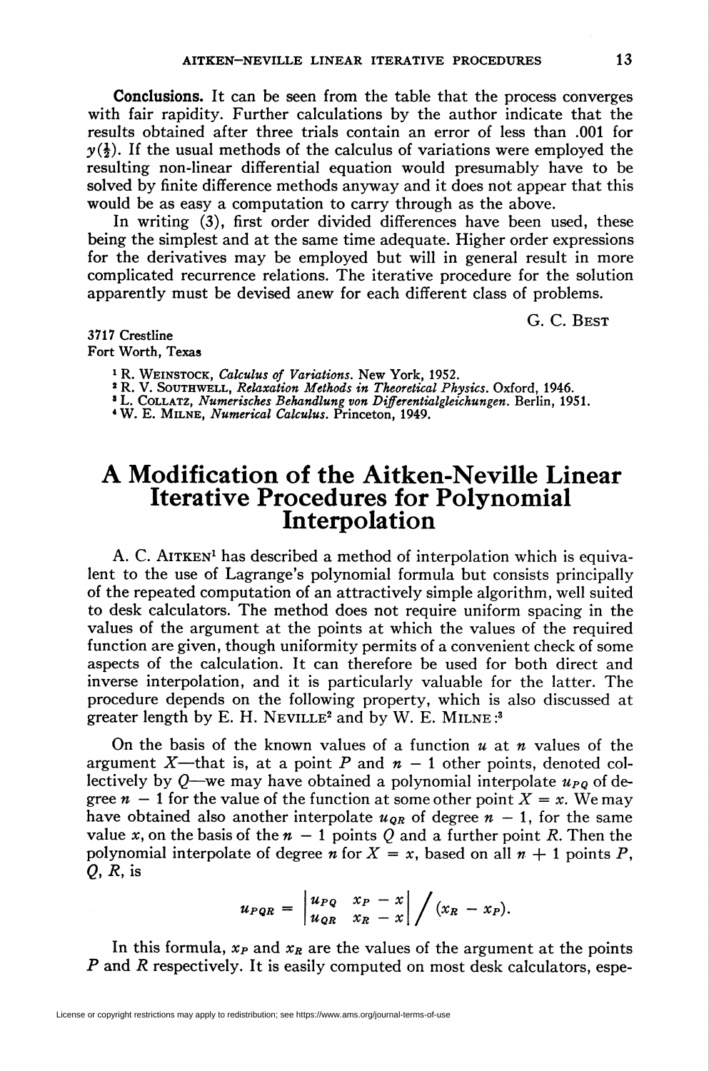**Conclusions.** It can be seen from the table that the process converges with fair rapidity. Further calculations by the author indicate that the results obtained after three trials contain an error of less than .001 for $y(\frac{1}{2})$. If the usual methods of the calculus of variations were employed the resulting non-linear differential equation would presumably have to be solved by finite difference methods anyway and it does not appear that this would be as easy a computation to carry through as the above.

In writing (3), first order divided differences have been used, these being the simplest and at the same time adequate. Higher order expressions for the derivatives may be employed but will in general result in more complicated recurrence relations. The iterative procedure for the solution apparently must be devised anew for each different class of problems.

G. C. Best

3717 Crestline
Fort Worth, Texas

[1] R. Weinstock, *Calculus of Variations*. New York, 1952.
[2] R. V. Southwell, *Relaxation Methods in Theoretical Physics*. Oxford, 1946.
[3] L. Collatz, *Numerisches Behandlung von Differentialgleichungen*. Berlin, 1951.
[4] W. E. Milne, *Numerical Calculus*. Princeton, 1949.

# A Modification of the Aitken-Neville Linear Iterative Procedures for Polynomial Interpolation

A. C. Aitken[1] has described a method of interpolation which is equivalent to the use of Lagrange's polynomial formula but consists principally of the repeated computation of an attractively simple algorithm, well suited to desk calculators. The method does not require uniform spacing in the values of the argument at the points at which the values of the required function are given, though uniformity permits of a convenient check of some aspects of the calculation. It can therefore be used for both direct and inverse interpolation, and it is particularly valuable for the latter. The procedure depends on the following property, which is also discussed at greater length by E. H. Neville[2] and by W. E. Milne:[3]

On the basis of the known values of a function $u$ at $n$ values of the argument $X$—that is, at a point $P$ and $n - 1$ other points, denoted collectively by $Q$—we may have obtained a polynomial interpolate $u_{PQ}$ of degree $n - 1$ for the value of the function at some other point $X = x$. We may have obtained also another interpolate $u_{QR}$ of degree $n - 1$, for the same value $x$, on the basis of the $n - 1$ points $Q$ and a further point $R$. Then the polynomial interpolate of degree $n$ for $X = x$, based on all $n + 1$ points $P$, $Q$, $R$, is

$$u_{PQR} = \begin{vmatrix} u_{PQ} & x_P - x \\ u_{QR} & x_R - x \end{vmatrix} \bigg/ (x_R - x_P).$$

In this formula, $x_P$ and $x_R$ are the values of the argument at the points $P$ and $R$ respectively. It is easily computed on most desk calculators, espe-